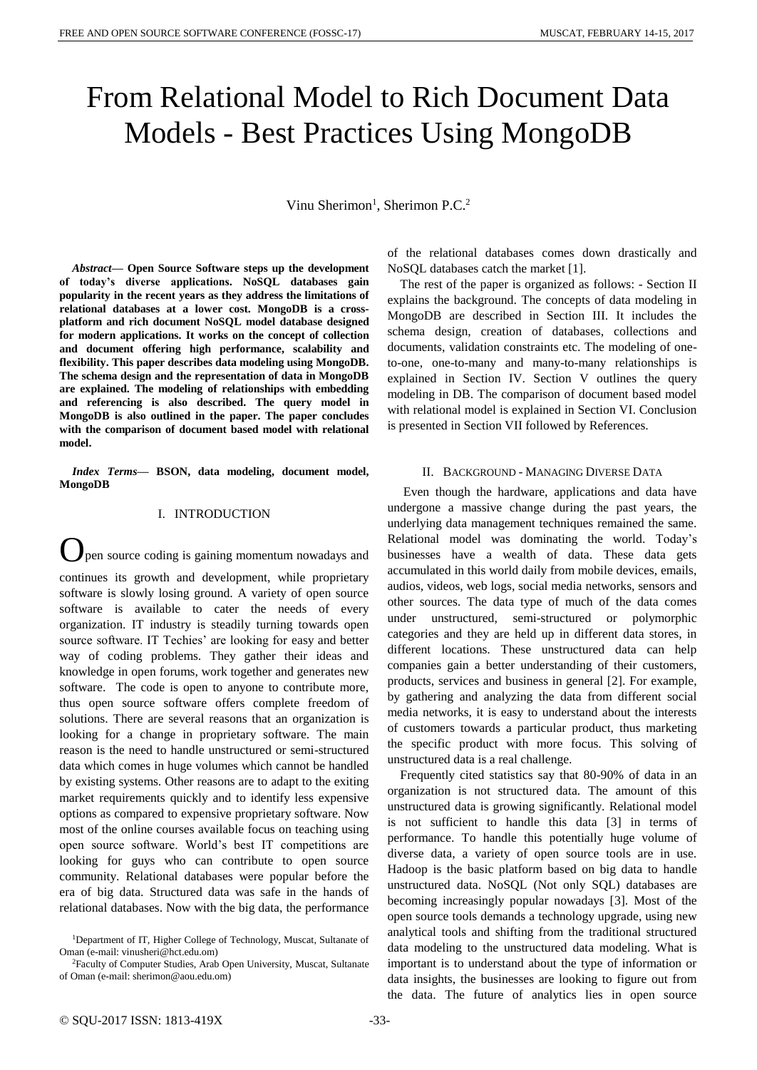# From Relational Model to Rich Document Data Models - Best Practices Using MongoDB

Vinu Sherimon[1], Sherimon P.C.[2]

***Abstract*— Open Source Software steps up the development of today's diverse applications. NoSQL databases gain popularity in the recent years as they address the limitations of relational databases at a lower cost. MongoDB is a cross-platform and rich document NoSQL model database designed for modern applications. It works on the concept of collection and document offering high performance, scalability and flexibility. This paper describes data modeling using MongoDB. The schema design and the representation of data in MongoDB are explained. The modeling of relationships with embedding and referencing is also described. The query model in MongoDB is also outlined in the paper. The paper concludes with the comparison of document based model with relational model.**

***Index Terms*— BSON, data modeling, document model, MongoDB**

## I. INTRODUCTION

Open source coding is gaining momentum nowadays and continues its growth and development, while proprietary software is slowly losing ground. A variety of open source software is available to cater the needs of every organization. IT industry is steadily turning towards open source software. IT Techies' are looking for easy and better way of coding problems. They gather their ideas and knowledge in open forums, work together and generates new software. The code is open to anyone to contribute more, thus open source software offers complete freedom of solutions. There are several reasons that an organization is looking for a change in proprietary software. The main reason is the need to handle unstructured or semi-structured data which comes in huge volumes which cannot be handled by existing systems. Other reasons are to adapt to the exiting market requirements quickly and to identify less expensive options as compared to expensive proprietary software. Now most of the online courses available focus on teaching using open source software. World's best IT competitions are looking for guys who can contribute to open source community. Relational databases were popular before the era of big data. Structured data was safe in the hands of relational databases. Now with the big data, the performance of the relational databases comes down drastically and NoSQL databases catch the market [1].

The rest of the paper is organized as follows: - Section II explains the background. The concepts of data modeling in MongoDB are described in Section III. It includes the schema design, creation of databases, collections and documents, validation constraints etc. The modeling of one-to-one, one-to-many and many-to-many relationships is explained in Section IV. Section V outlines the query modeling in DB. The comparison of document based model with relational model is explained in Section VI. Conclusion is presented in Section VII followed by References.

## II. BACKGROUND - MANAGING DIVERSE DATA

Even though the hardware, applications and data have undergone a massive change during the past years, the underlying data management techniques remained the same. Relational model was dominating the world. Today's businesses have a wealth of data. These data gets accumulated in this world daily from mobile devices, emails, audios, videos, web logs, social media networks, sensors and other sources. The data type of much of the data comes under unstructured, semi-structured or polymorphic categories and they are held up in different data stores, in different locations. These unstructured data can help companies gain a better understanding of their customers, products, services and business in general [2]. For example, by gathering and analyzing the data from different social media networks, it is easy to understand about the interests of customers towards a particular product, thus marketing the specific product with more focus. This solving of unstructured data is a real challenge.

Frequently cited statistics say that 80-90% of data in an organization is not structured data. The amount of this unstructured data is growing significantly. Relational model is not sufficient to handle this data [3] in terms of performance. To handle this potentially huge volume of diverse data, a variety of open source tools are in use. Hadoop is the basic platform based on big data to handle unstructured data. NoSQL (Not only SQL) databases are becoming increasingly popular nowadays [3]. Most of the open source tools demands a technology upgrade, using new analytical tools and shifting from the traditional structured data modeling to the unstructured data modeling. What is important is to understand about the type of information or data insights, the businesses are looking to figure out from the data. The future of analytics lies in open source

[1]Department of IT, Higher College of Technology, Muscat, Sultanate of Oman (e-mail: vinusheri@hct.edu.om)

[2]Faculty of Computer Studies, Arab Open University, Muscat, Sultanate of Oman (e-mail: sherimon@aou.edu.om)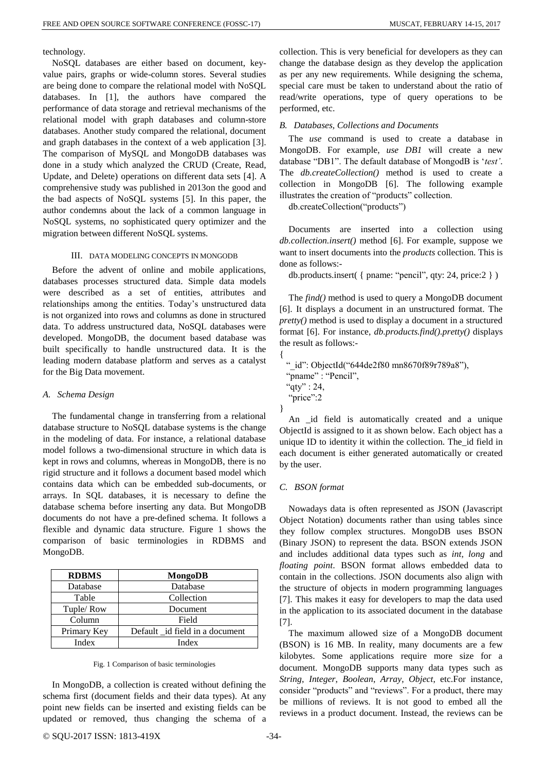technology.

NoSQL databases are either based on document, key-value pairs, graphs or wide-column stores. Several studies are being done to compare the relational model with NoSQL databases. In [1], the authors have compared the performance of data storage and retrieval mechanisms of the relational model with graph databases and column-store databases. Another study compared the relational, document and graph databases in the context of a web application [3]. The comparison of MySQL and MongoDB databases was done in a study which analyzed the CRUD (Create, Read, Update, and Delete) operations on different data sets [4]. A comprehensive study was published in 2013on the good and the bad aspects of NoSQL systems [5]. In this paper, the author condemns about the lack of a common language in NoSQL systems, no sophisticated query optimizer and the migration between different NoSQL systems.

## III. Data Modeling Concepts in MongoDB

Before the advent of online and mobile applications, databases processes structured data. Simple data models were described as a set of entities, attributes and relationships among the entities. Today's unstructured data is not organized into rows and columns as done in structured data. To address unstructured data, NoSQL databases were developed. MongoDB, the document based database was built specifically to handle unstructured data. It is the leading modern database platform and serves as a catalyst for the Big Data movement.

### A. Schema Design

The fundamental change in transferring from a relational database structure to NoSQL database systems is the change in the modeling of data. For instance, a relational database model follows a two-dimensional structure in which data is kept in rows and columns, whereas in MongoDB, there is no rigid structure and it follows a document based model which contains data which can be embedded sub-documents, or arrays. In SQL databases, it is necessary to define the database schema before inserting any data. But MongoDB documents do not have a pre-defined schema. It follows a flexible and dynamic data structure. Figure 1 shows the comparison of basic terminologies in RDBMS and MongoDB.

| RDBMS | MongoDB |
|---|---|
| Database | Database |
| Table | Collection |
| Tuple/ Row | Document |
| Column | Field |
| Primary Key | Default _id field in a document |
| Index | Index |

Fig. 1 Comparison of basic terminologies

In MongoDB, a collection is created without defining the schema first (document fields and their data types). At any point new fields can be inserted and existing fields can be updated or removed, thus changing the schema of a collection. This is very beneficial for developers as they can change the database design as they develop the application as per any new requirements. While designing the schema, special care must be taken to understand about the ratio of read/write operations, type of query operations to be performed, etc.

### B. Databases, Collections and Documents

The *use* command is used to create a database in MongoDB. For example, *use DB1* will create a new database "DB1". The default database of MongodB is '*test*'. The *db.createCollection()* method is used to create a collection in MongoDB [6]. The following example illustrates the creation of "products" collection.

```
db.createCollection("products")
```

Documents are inserted into a collection using *db.collection.insert()* method [6]. For example, suppose we want to insert documents into the *products* collection. This is done as follows:-

```
db.products.insert( { pname: "pencil", qty: 24, price:2 } )
```

The *find()* method is used to query a MongoDB document [6]. It displays a document in an unstructured format. The *pretty()* method is used to display a document in a structured format [6]. For instance, *db.products.find().pretty()* displays the result as follows:-

```
{
  "_id": ObjectId("644de2f80 mn8670f89r789a8"),
  "pname" : "Pencil",
  "qty" : 24,
  "price":2
}
```

An _id field is automatically created and a unique ObjectId is assigned to it as shown below. Each object has a unique ID to identity it within the collection. The_id field in each document is either generated automatically or created by the user.

### C. BSON format

Nowadays data is often represented as JSON (Javascript Object Notation) documents rather than using tables since they follow complex structures. MongoDB uses BSON (Binary JSON) to represent the data. BSON extends JSON and includes additional data types such as *int*, *long* and *floating point*. BSON format allows embedded data to contain in the collections. JSON documents also align with the structure of objects in modern programming languages [7]. This makes it easy for developers to map the data used in the application to its associated document in the database [7].

The maximum allowed size of a MongoDB document (BSON) is 16 MB. In reality, many documents are a few kilobytes. Some applications require more size for a document. MongoDB supports many data types such as *String*, *Integer*, *Boolean*, *Array*, *Object*, etc.For instance, consider "products" and "reviews". For a product, there may be millions of reviews. It is not good to embed all the reviews in a product document. Instead, the reviews can be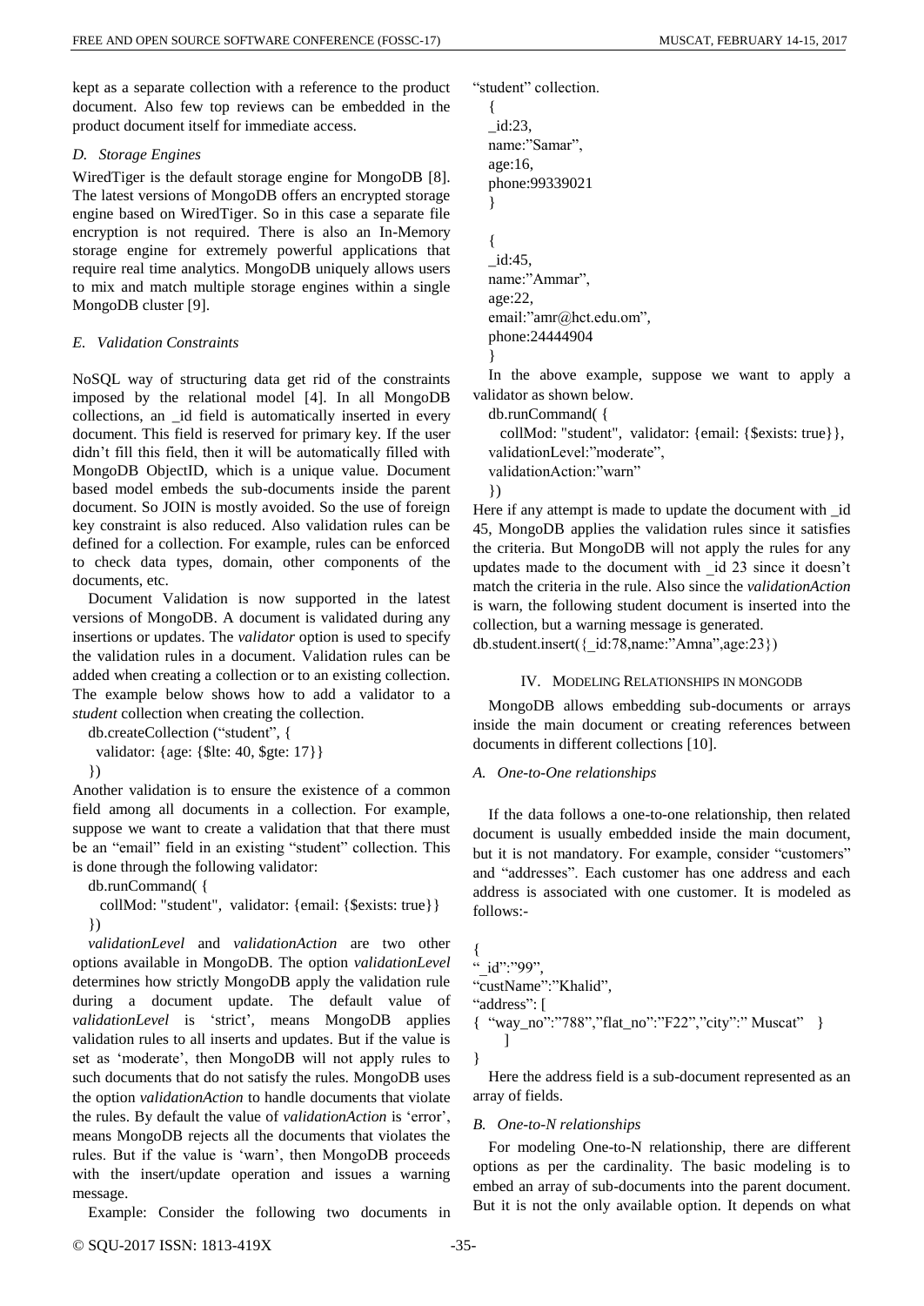kept as a separate collection with a reference to the product document. Also few top reviews can be embedded in the product document itself for immediate access.

### *D. Storage Engines*

WiredTiger is the default storage engine for MongoDB [8]. The latest versions of MongoDB offers an encrypted storage engine based on WiredTiger. So in this case a separate file encryption is not required. There is also an In-Memory storage engine for extremely powerful applications that require real time analytics. MongoDB uniquely allows users to mix and match multiple storage engines within a single MongoDB cluster [9].

### *E. Validation Constraints*

NoSQL way of structuring data get rid of the constraints imposed by the relational model [4]. In all MongoDB collections, an _id field is automatically inserted in every document. This field is reserved for primary key. If the user didn't fill this field, then it will be automatically filled with MongoDB ObjectID, which is a unique value. Document based model embeds the sub-documents inside the parent document. So JOIN is mostly avoided. So the use of foreign key constraint is also reduced. Also validation rules can be defined for a collection. For example, rules can be enforced to check data types, domain, other components of the documents, etc.

Document Validation is now supported in the latest versions of MongoDB. A document is validated during any insertions or updates. The *validator* option is used to specify the validation rules in a document. Validation rules can be added when creating a collection or to an existing collection. The example below shows how to add a validator to a *student* collection when creating the collection.

```
db.createCollection ("student", {
  validator: {age: {$lte: 40, $gte: 17}}
})
```

Another validation is to ensure the existence of a common field among all documents in a collection. For example, suppose we want to create a validation that that there must be an "email" field in an existing "student" collection. This is done through the following validator:

```
db.runCommand( {
   collMod: "student",  validator: {email: {$exists: true}}
})
```

*validationLevel* and *validationAction* are two other options available in MongoDB. The option *validationLevel* determines how strictly MongoDB apply the validation rule during a document update. The default value of *validationLevel* is 'strict', means MongoDB applies validation rules to all inserts and updates. But if the value is set as 'moderate', then MongoDB will not apply rules to such documents that do not satisfy the rules. MongoDB uses the option *validationAction* to handle documents that violate the rules. By default the value of *validationAction* is 'error', means MongoDB rejects all the documents that violates the rules. But if the value is 'warn', then MongoDB proceeds with the insert/update operation and issues a warning message.

Example: Consider the following two documents in "student" collection.

```
{
_id:23,
name:"Samar",
age:16,
phone:99339021
}

{
_id:45,
name:"Ammar",
age:22,
email:"amr@hct.edu.om",
phone:24444904
}
```

In the above example, suppose we want to apply a validator as shown below.

```
db.runCommand( {
   collMod: "student",  validator: {email: {$exists: true}},
validationLevel:"moderate",
validationAction:"warn"
})
```

Here if any attempt is made to update the document with _id 45, MongoDB applies the validation rules since it satisfies the criteria. But MongoDB will not apply the rules for any updates made to the document with _id 23 since it doesn't match the criteria in the rule. Also since the *validationAction* is warn, the following student document is inserted into the collection, but a warning message is generated.

```
db.student.insert({_id:78,name:"Amna",age:23})
```

## IV. Modeling Relationships in MongoDB

MongoDB allows embedding sub-documents or arrays inside the main document or creating references between documents in different collections [10].

### *A. One-to-One relationships*

If the data follows a one-to-one relationship, then related document is usually embedded inside the main document, but it is not mandatory. For example, consider "customers" and "addresses". Each customer has one address and each address is associated with one customer. It is modeled as follows:-

```
{
"_id":"99",
"custName":"Khalid",
"address": [
{ "way_no":"788","flat_no":"F22","city":" Muscat"   }
    ]
}
```

Here the address field is a sub-document represented as an array of fields.

### *B. One-to-N relationships*

For modeling One-to-N relationship, there are different options as per the cardinality. The basic modeling is to embed an array of sub-documents into the parent document. But it is not the only available option. It depends on what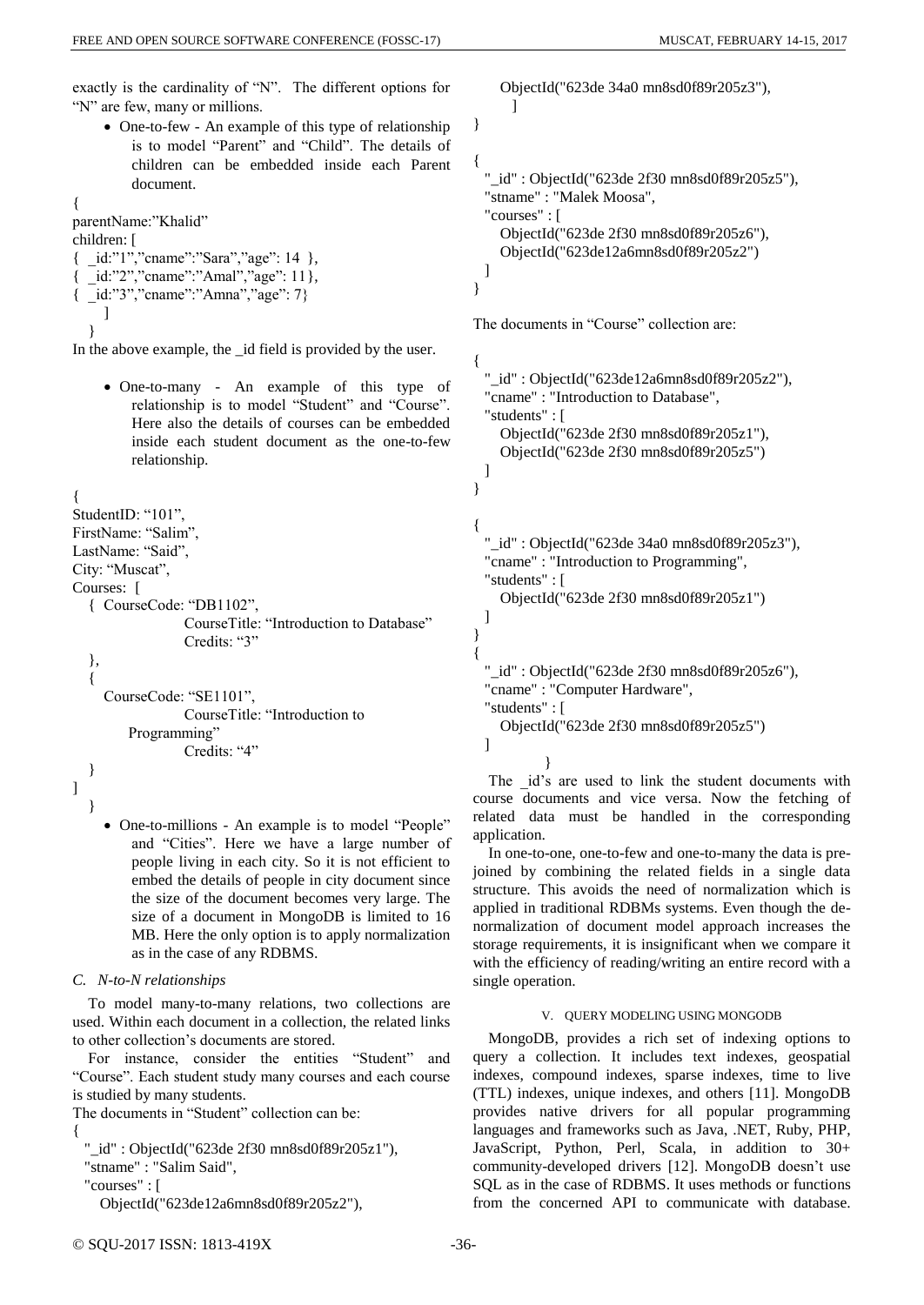exactly is the cardinality of "N". The different options for "N" are few, many or millions.

- One-to-few - An example of this type of relationship is to model "Parent" and "Child". The details of children can be embedded inside each Parent document.

```
{
parentName:"Khalid"
children: [
{ _id:"1","cname":"Sara","age": 14 },
{ _id:"2","cname":"Amal","age": 11},
{ _id:"3","cname":"Amna","age": 7}
    ]
  }
```

In the above example, the _id field is provided by the user.

- One-to-many - An example of this type of relationship is to model "Student" and "Course". Here also the details of courses can be embedded inside each student document as the one-to-few relationship.

```
{
StudentID: "101",
FirstName: "Salim",
LastName: "Said",
City: "Muscat",
Courses: [
  { CourseCode: "DB1102",
        CourseTitle: "Introduction to Database"
        Credits: "3"
  },
  {
    CourseCode: "SE1101",
        CourseTitle: "Introduction to
      Programming"
        Credits: "4"
  }
]
  }
```

- One-to-millions - An example is to model "People" and "Cities". Here we have a large number of people living in each city. So it is not efficient to embed the details of people in city document since the size of the document becomes very large. The size of a document in MongoDB is limited to 16 MB. Here the only option is to apply normalization as in the case of any RDBMS.

### C. N-to-N relationships

To model many-to-many relations, two collections are used. Within each document in a collection, the related links to other collection's documents are stored.

For instance, consider the entities "Student" and "Course". Each student study many courses and each course is studied by many students.

The documents in "Student" collection can be:

```
{
  "_id" : ObjectId("623de 2f30 mn8sd0f89r205z1"),
  "stname" : "Salim Said",
  "courses" : [
    ObjectId("623de12a6mn8sd0f89r205z2"),
    ObjectId("623de 34a0 mn8sd0f89r205z3"),
    ]
}

{
  "_id" : ObjectId("623de 2f30 mn8sd0f89r205z5"),
  "stname" : "Malek Moosa",
  "courses" : [
    ObjectId("623de 2f30 mn8sd0f89r205z6"),
    ObjectId("623de12a6mn8sd0f89r205z2")
  ]
}
```

The documents in "Course" collection are:

```
{
  "_id" : ObjectId("623de12a6mn8sd0f89r205z2"),
  "cname" : "Introduction to Database",
  "students" : [
    ObjectId("623de 2f30 mn8sd0f89r205z1"),
    ObjectId("623de 2f30 mn8sd0f89r205z5")
  ]
}

{
  "_id" : ObjectId("623de 34a0 mn8sd0f89r205z3"),
  "cname" : "Introduction to Programming",
  "students" : [
    ObjectId("623de 2f30 mn8sd0f89r205z1")
  ]
}
{
  "_id" : ObjectId("623de 2f30 mn8sd0f89r205z6"),
  "cname" : "Computer Hardware",
  "students" : [
    ObjectId("623de 2f30 mn8sd0f89r205z5")
  ]
        }
```

The _id's are used to link the student documents with course documents and vice versa. Now the fetching of related data must be handled in the corresponding application.

In one-to-one, one-to-few and one-to-many the data is pre-joined by combining the related fields in a single data structure. This avoids the need of normalization which is applied in traditional RDBMs systems. Even though the de-normalization of document model approach increases the storage requirements, it is insignificant when we compare it with the efficiency of reading/writing an entire record with a single operation.

## V. QUERY MODELING USING MONGODB

MongoDB, provides a rich set of indexing options to query a collection. It includes text indexes, geospatial indexes, compound indexes, sparse indexes, time to live (TTL) indexes, unique indexes, and others [11]. MongoDB provides native drivers for all popular programming languages and frameworks such as Java, .NET, Ruby, PHP, JavaScript, Python, Perl, Scala, in addition to 30+ community-developed drivers [12]. MongoDB doesn't use SQL as in the case of RDBMS. It uses methods or functions from the concerned API to communicate with database.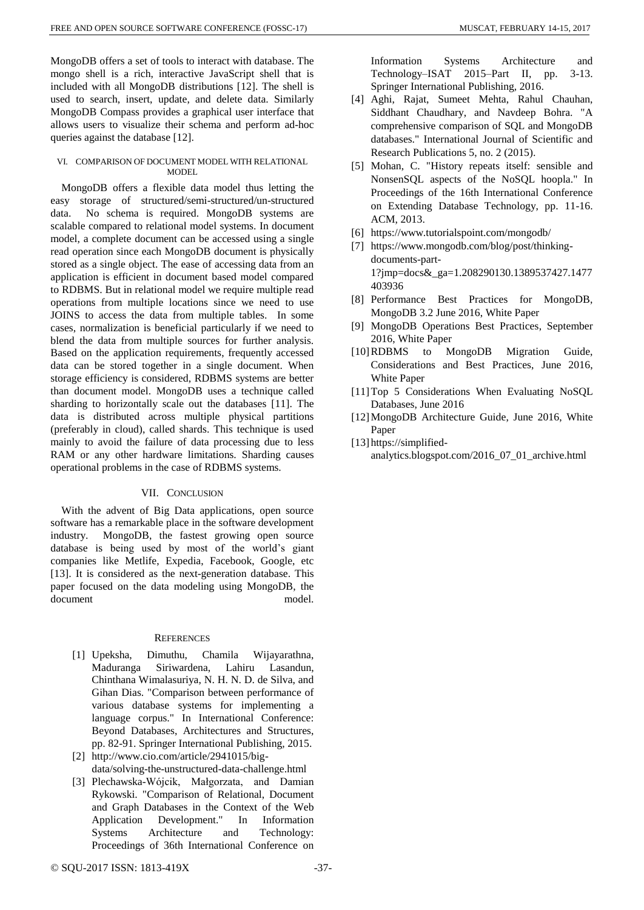MongoDB offers a set of tools to interact with database. The mongo shell is a rich, interactive JavaScript shell that is included with all MongoDB distributions [12]. The shell is used to search, insert, update, and delete data. Similarly MongoDB Compass provides a graphical user interface that allows users to visualize their schema and perform ad-hoc queries against the database [12].

## VI. Comparison of Document Model with Relational Model

MongoDB offers a flexible data model thus letting the easy storage of structured/semi-structured/un-structured data. No schema is required. MongoDB systems are scalable compared to relational model systems. In document model, a complete document can be accessed using a single read operation since each MongoDB document is physically stored as a single object. The ease of accessing data from an application is efficient in document based model compared to RDBMS. But in relational model we require multiple read operations from multiple locations since we need to use JOINS to access the data from multiple tables. In some cases, normalization is beneficial particularly if we need to blend the data from multiple sources for further analysis. Based on the application requirements, frequently accessed data can be stored together in a single document. When storage efficiency is considered, RDBMS systems are better than document model. MongoDB uses a technique called sharding to horizontally scale out the databases [11]. The data is distributed across multiple physical partitions (preferably in cloud), called shards. This technique is used mainly to avoid the failure of data processing due to less RAM or any other hardware limitations. Sharding causes operational problems in the case of RDBMS systems.

## VII. Conclusion

With the advent of Big Data applications, open source software has a remarkable place in the software development industry. MongoDB, the fastest growing open source database is being used by most of the world's giant companies like Metlife, Expedia, Facebook, Google, etc [13]. It is considered as the next-generation database. This paper focused on the data modeling using MongoDB, the document model.

## References

[1] Upeksha, Dimuthu, Chamila Wijayarathna, Maduranga Siriwardena, Lahiru Lasandun, Chinthana Wimalasuriya, N. H. N. D. de Silva, and Gihan Dias. "Comparison between performance of various database systems for implementing a language corpus." In International Conference: Beyond Databases, Architectures and Structures, pp. 82-91. Springer International Publishing, 2015.

[2] http://www.cio.com/article/2941015/big-data/solving-the-unstructured-data-challenge.html

[3] Plechawska-Wójcik, Małgorzata, and Damian Rykowski. "Comparison of Relational, Document and Graph Databases in the Context of the Web Application Development." In Information Systems Architecture and Technology: Proceedings of 36th International Conference on Information Systems Architecture and Technology–ISAT 2015–Part II, pp. 3-13. Springer International Publishing, 2016.

[4] Aghi, Rajat, Sumeet Mehta, Rahul Chauhan, Siddhant Chaudhary, and Navdeep Bohra. "A comprehensive comparison of SQL and MongoDB databases." International Journal of Scientific and Research Publications 5, no. 2 (2015).

[5] Mohan, C. "History repeats itself: sensible and NonsenSQL aspects of the NoSQL hoopla." In Proceedings of the 16th International Conference on Extending Database Technology, pp. 11-16. ACM, 2013.

[6] https://www.tutorialspoint.com/mongodb/

[7] https://www.mongodb.com/blog/post/thinking-documents-part-1?jmp=docs&_ga=1.208290130.1389537427.1477403936

[8] Performance Best Practices for MongoDB, MongoDB 3.2 June 2016, White Paper

[9] MongoDB Operations Best Practices, September 2016, White Paper

[10] RDBMS to MongoDB Migration Guide, Considerations and Best Practices, June 2016, White Paper

[11] Top 5 Considerations When Evaluating NoSQL Databases, June 2016

[12] MongoDB Architecture Guide, June 2016, White Paper

[13] https://simplified-analytics.blogspot.com/2016_07_01_archive.html